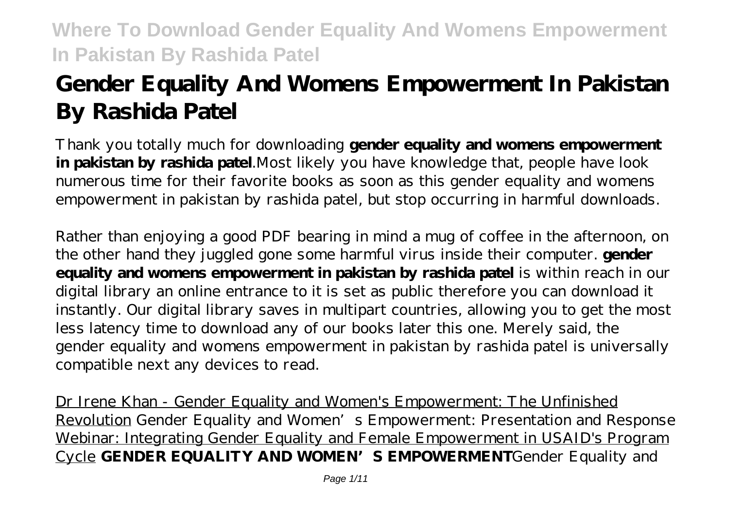# Gender Equality And Womens Empowerment In Pakistan By Rashida Patel

Thank you totally much for downloading **gender equality and womens empowerment in pakistan by rashida patel**.Most likely you have knowledge that, people have look numerous time for their favorite books as soon as this gender equality and womens empowerment in pakistan by rashida patel, but stop occurring in harmful downloads.

Rather than enjoying a good PDF bearing in mind a mug of coffee in the afternoon, on the other hand they juggled gone some harmful virus inside their computer. **gender equality and womens empowerment in pakistan by rashida patel** is within reach in our digital library an online entrance to it is set as public therefore you can download it instantly. Our digital library saves in multipart countries, allowing you to get the most less latency time to download any of our books later this one. Merely said, the gender equality and womens empowerment in pakistan by rashida patel is universally compatible next any devices to read.

Dr Irene Khan - Gender Equality and Women's Empowerment: The Unfinished Revolution *Gender Equality and Women's Empowerment: Presentation and Response* Webinar: Integrating Gender Equality and Female Empowerment in USAID's Program Cycle **GENDER EQUALITY AND WOMEN'S EMPOWERMENT** *Gender Equality and*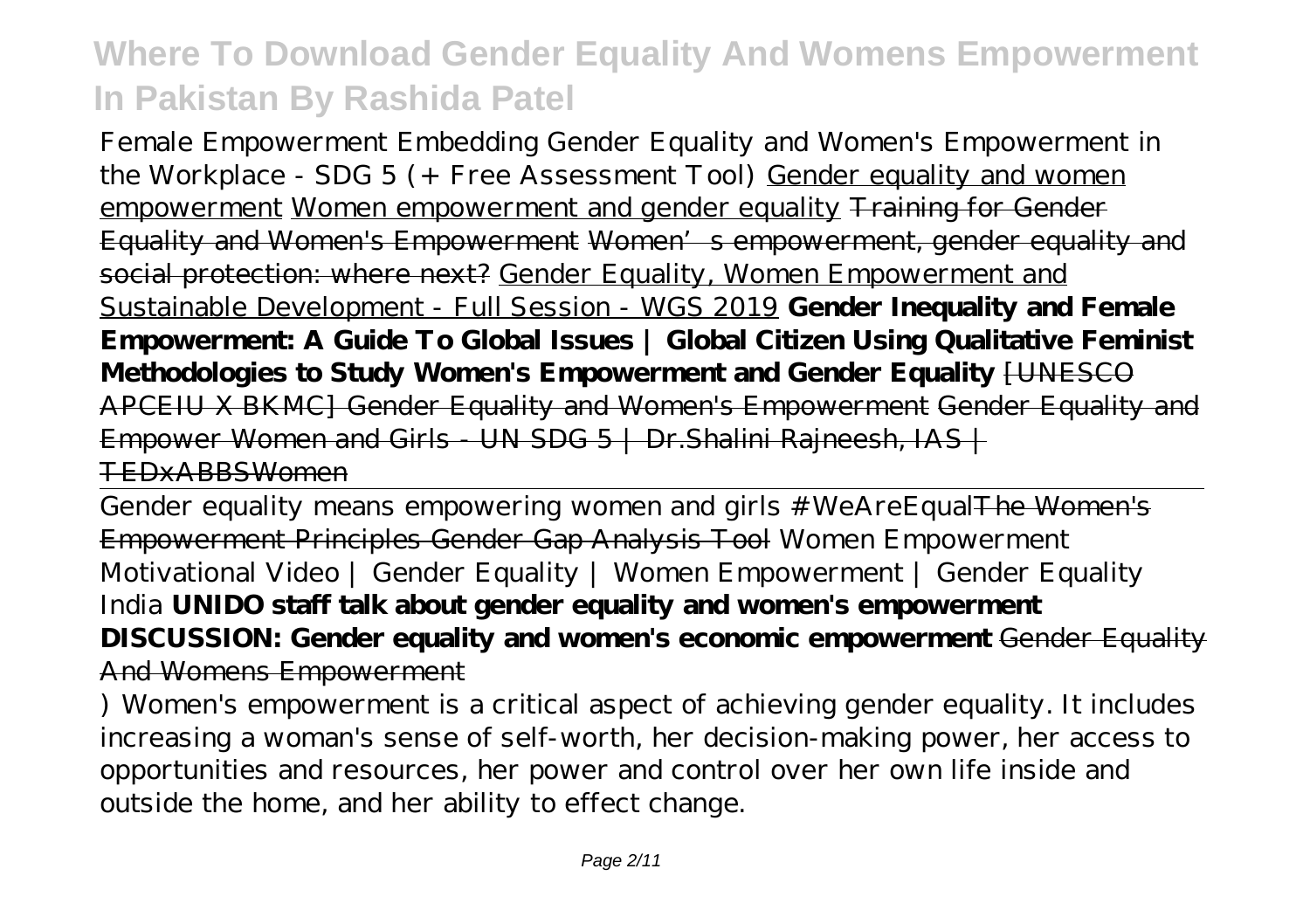*Female Empowerment Embedding Gender Equality and Women's Empowerment in the Workplace - SDG 5 (+ Free Assessment Tool)* Gender equality and women empowerment Women empowerment and gender equality ~~Training for Gender Equality and Women's Empowerment~~ ~~Women's empowerment, gender equality and social protection: where next?~~ Gender Equality, Women Empowerment and Sustainable Development - Full Session - WGS 2019 **Gender Inequality and Female Empowerment: A Guide To Global Issues | Global Citizen Using Qualitative Feminist Methodologies to Study Women's Empowerment and Gender Equality** ~~[UNESCO APCEIU X BKMC] Gender Equality and Women's Empowerment~~ ~~Gender Equality and Empower Women and Girls - UN SDG 5 | Dr.Shalini Rajneesh, IAS | TEDxABBSWomen~~

Gender equality means empowering women and girls #WeAreEqual~~The Women's Empowerment Principles Gender Gap Analysis Tool~~ *Women Empowerment Motivational Video | Gender Equality | Women Empowerment | Gender Equality India* **UNIDO staff talk about gender equality and women's empowerment DISCUSSION: Gender equality and women's economic empowerment** ~~Gender Equality And Womens Empowerment~~

) Women's empowerment is a critical aspect of achieving gender equality. It includes increasing a woman's sense of self-worth, her decision-making power, her access to opportunities and resources, her power and control over her own life inside and outside the home, and her ability to effect change.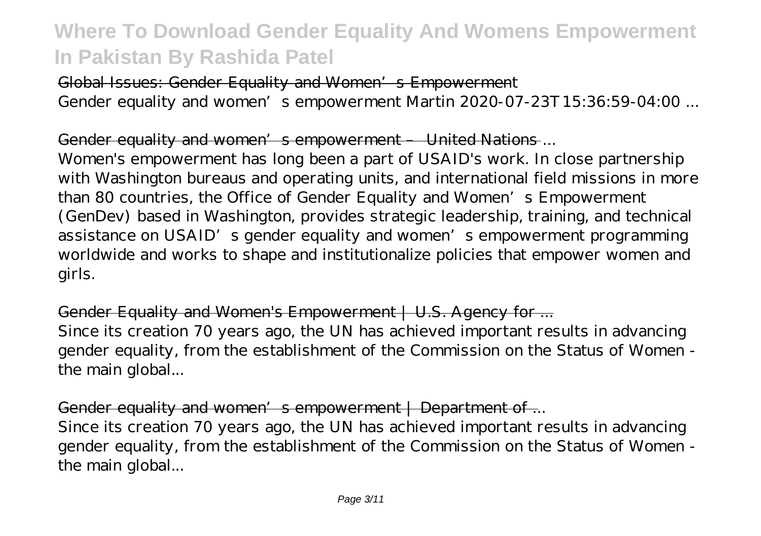Global Issues: Gender Equality and Women's Empowerment

Gender equality and women's empowerment Martin 2020-07-23T15:36:59-04:00 ...

Gender equality and women's empowerment – United Nations ...

Women's empowerment has long been a part of USAID's work. In close partnership with Washington bureaus and operating units, and international field missions in more than 80 countries, the Office of Gender Equality and Women's Empowerment (GenDev) based in Washington, provides strategic leadership, training, and technical assistance on USAID's gender equality and women's empowerment programming worldwide and works to shape and institutionalize policies that empower women and girls.

Gender Equality and Women's Empowerment | U.S. Agency for ...

Since its creation 70 years ago, the UN has achieved important results in advancing gender equality, from the establishment of the Commission on the Status of Women - the main global...

Gender equality and women's empowerment | Department of ...

Since its creation 70 years ago, the UN has achieved important results in advancing gender equality, from the establishment of the Commission on the Status of Women - the main global...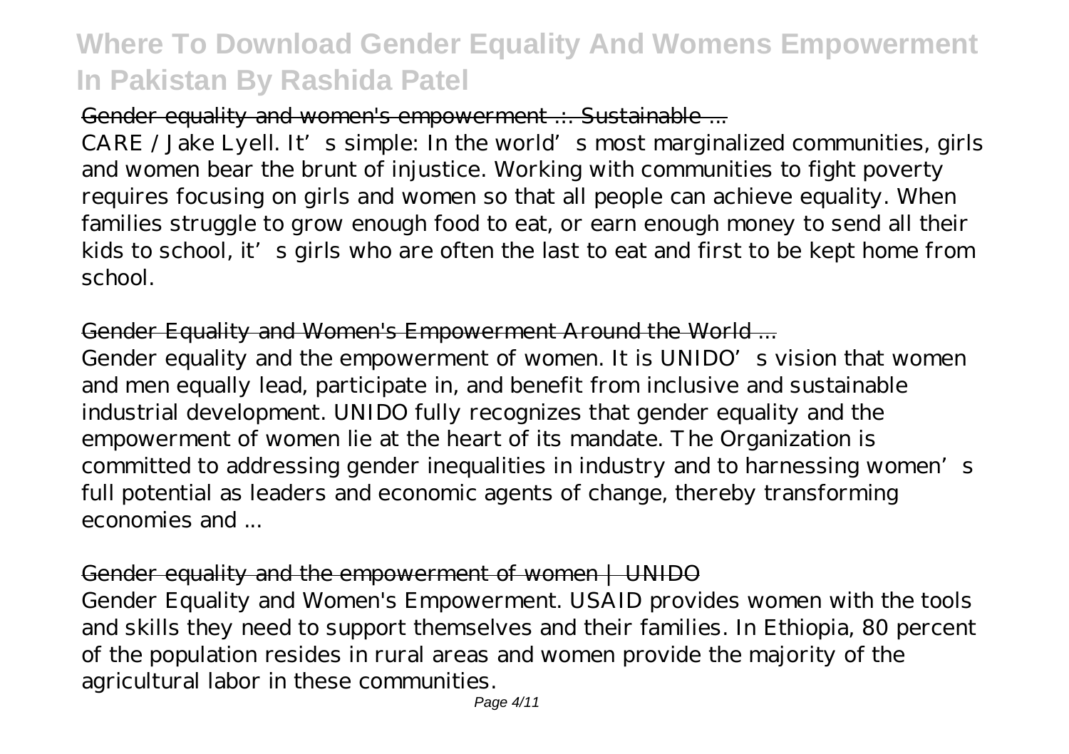Gender equality and women's empowerment .:. Sustainable ...

CARE / Jake Lyell. It's simple: In the world's most marginalized communities, girls and women bear the brunt of injustice. Working with communities to fight poverty requires focusing on girls and women so that all people can achieve equality. When families struggle to grow enough food to eat, or earn enough money to send all their kids to school, it's girls who are often the last to eat and first to be kept home from school.

Gender Equality and Women's Empowerment Around the World ...

Gender equality and the empowerment of women. It is UNIDO's vision that women and men equally lead, participate in, and benefit from inclusive and sustainable industrial development. UNIDO fully recognizes that gender equality and the empowerment of women lie at the heart of its mandate. The Organization is committed to addressing gender inequalities in industry and to harnessing women's full potential as leaders and economic agents of change, thereby transforming economies and ...

Gender equality and the empowerment of women | UNIDO

Gender Equality and Women's Empowerment. USAID provides women with the tools and skills they need to support themselves and their families. In Ethiopia, 80 percent of the population resides in rural areas and women provide the majority of the agricultural labor in these communities.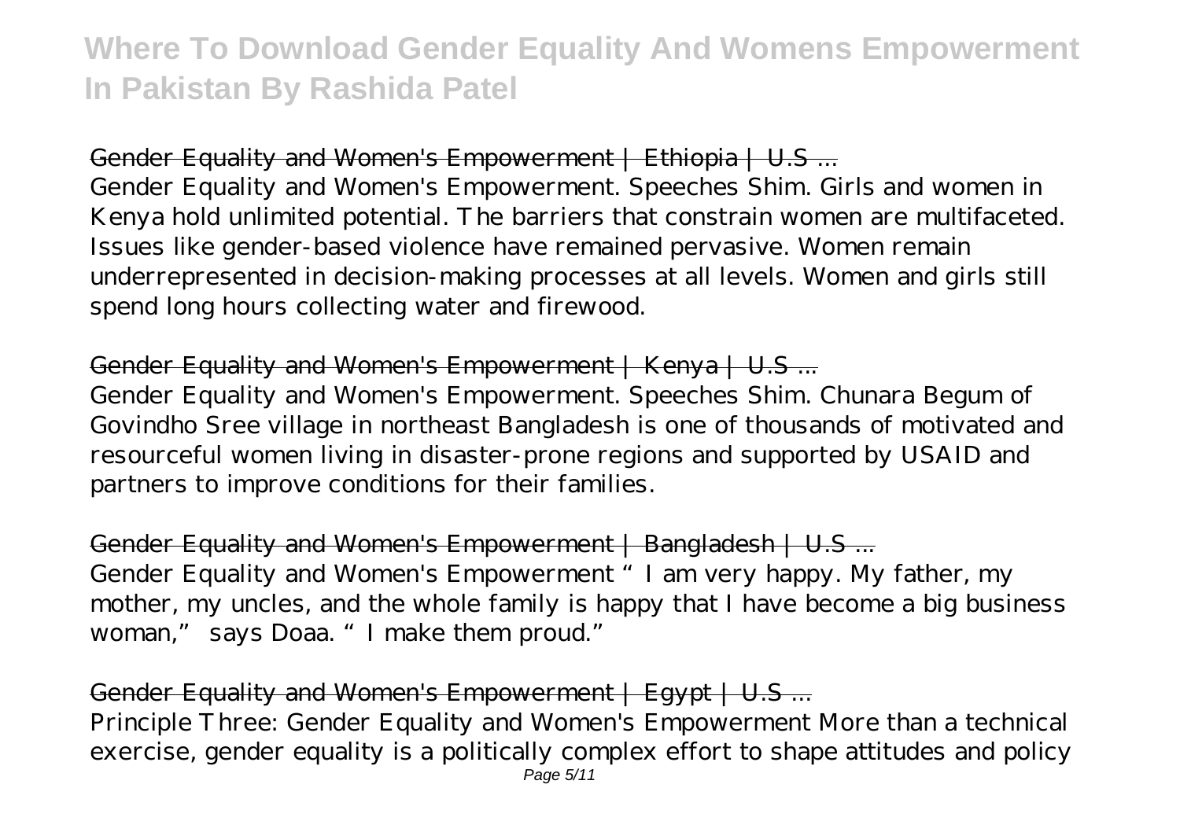Gender Equality and Women's Empowerment | Ethiopia | U.S ...

Gender Equality and Women's Empowerment. Speeches Shim. Girls and women in Kenya hold unlimited potential. The barriers that constrain women are multifaceted. Issues like gender-based violence have remained pervasive. Women remain underrepresented in decision-making processes at all levels. Women and girls still spend long hours collecting water and firewood.

Gender Equality and Women's Empowerment | Kenya | U.S ...

Gender Equality and Women's Empowerment. Speeches Shim. Chunara Begum of Govindho Sree village in northeast Bangladesh is one of thousands of motivated and resourceful women living in disaster-prone regions and supported by USAID and partners to improve conditions for their families.

Gender Equality and Women's Empowerment | Bangladesh | U.S ...

Gender Equality and Women's Empowerment "I am very happy. My father, my mother, my uncles, and the whole family is happy that I have become a big business woman," says Doaa. "I make them proud."

Gender Equality and Women's Empowerment | Egypt | U.S ...

Principle Three: Gender Equality and Women's Empowerment More than a technical exercise, gender equality is a politically complex effort to shape attitudes and policy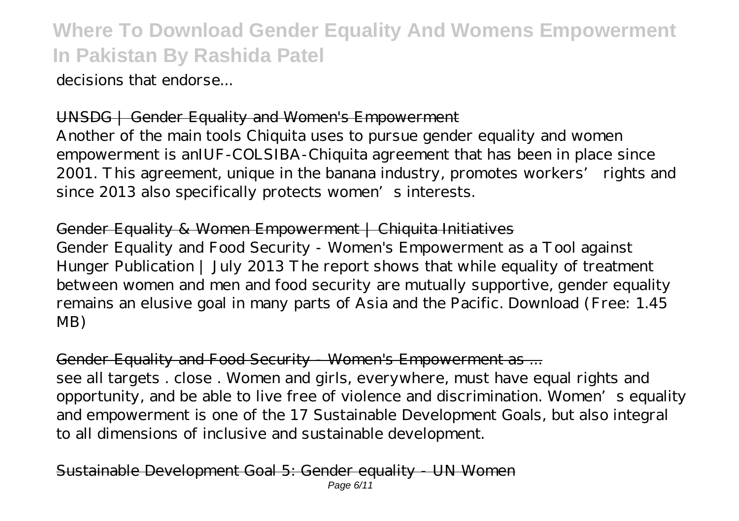decisions that endorse...

UNSDG | Gender Equality and Women's Empowerment

Another of the main tools Chiquita uses to pursue gender equality and women empowerment is anIUF-COLSIBA-Chiquita agreement that has been in place since 2001. This agreement, unique in the banana industry, promotes workers' rights and since 2013 also specifically protects women's interests.

Gender Equality & Women Empowerment | Chiquita Initiatives

Gender Equality and Food Security - Women's Empowerment as a Tool against Hunger Publication | July 2013 The report shows that while equality of treatment between women and men and food security are mutually supportive, gender equality remains an elusive goal in many parts of Asia and the Pacific. Download (Free: 1.45 MB)

Gender Equality and Food Security - Women's Empowerment as ...

see all targets . close . Women and girls, everywhere, must have equal rights and opportunity, and be able to live free of violence and discrimination. Women's equality and empowerment is one of the 17 Sustainable Development Goals, but also integral to all dimensions of inclusive and sustainable development.

Sustainable Development Goal 5: Gender equality - UN Women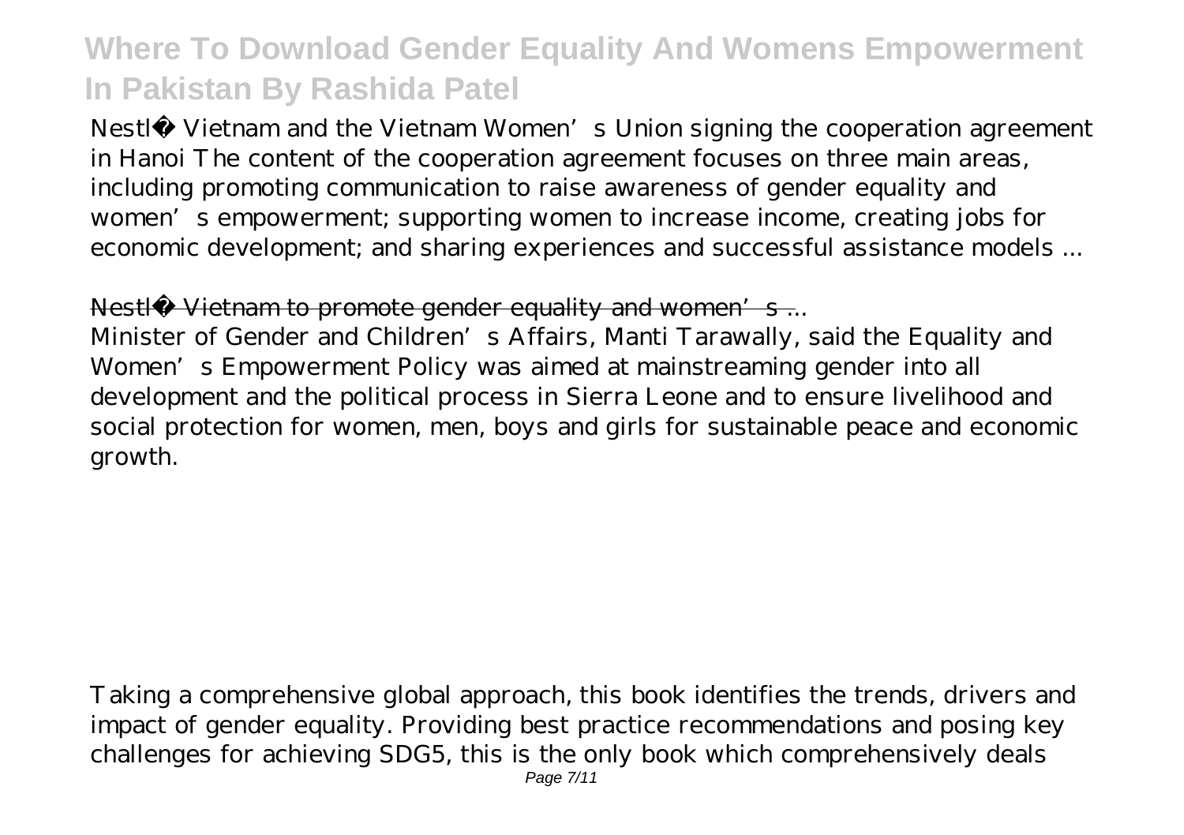Nestlé Vietnam and the Vietnam Women's Union signing the cooperation agreement in Hanoi The content of the cooperation agreement focuses on three main areas, including promoting communication to raise awareness of gender equality and women's empowerment; supporting women to increase income, creating jobs for economic development; and sharing experiences and successful assistance models ...

Nestlé Vietnam to promote gender equality and women's ...

Minister of Gender and Children's Affairs, Manti Tarawally, said the Equality and Women's Empowerment Policy was aimed at mainstreaming gender into all development and the political process in Sierra Leone and to ensure livelihood and social protection for women, men, boys and girls for sustainable peace and economic growth.

Taking a comprehensive global approach, this book identifies the trends, drivers and impact of gender equality. Providing best practice recommendations and posing key challenges for achieving SDG5, this is the only book which comprehensively deals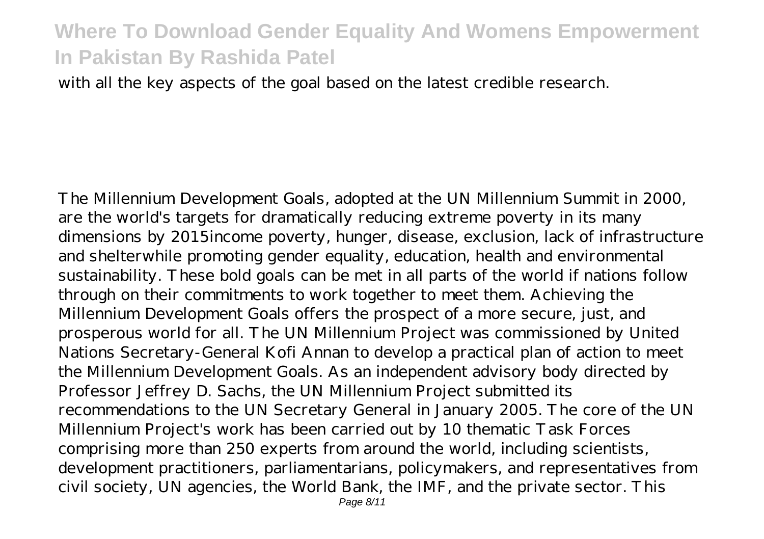with all the key aspects of the goal based on the latest credible research.

The Millennium Development Goals, adopted at the UN Millennium Summit in 2000, are the world's targets for dramatically reducing extreme poverty in its many dimensions by 2015income poverty, hunger, disease, exclusion, lack of infrastructure and shelterwhile promoting gender equality, education, health and environmental sustainability. These bold goals can be met in all parts of the world if nations follow through on their commitments to work together to meet them. Achieving the Millennium Development Goals offers the prospect of a more secure, just, and prosperous world for all. The UN Millennium Project was commissioned by United Nations Secretary-General Kofi Annan to develop a practical plan of action to meet the Millennium Development Goals. As an independent advisory body directed by Professor Jeffrey D. Sachs, the UN Millennium Project submitted its recommendations to the UN Secretary General in January 2005. The core of the UN Millennium Project's work has been carried out by 10 thematic Task Forces comprising more than 250 experts from around the world, including scientists, development practitioners, parliamentarians, policymakers, and representatives from civil society, UN agencies, the World Bank, the IMF, and the private sector. This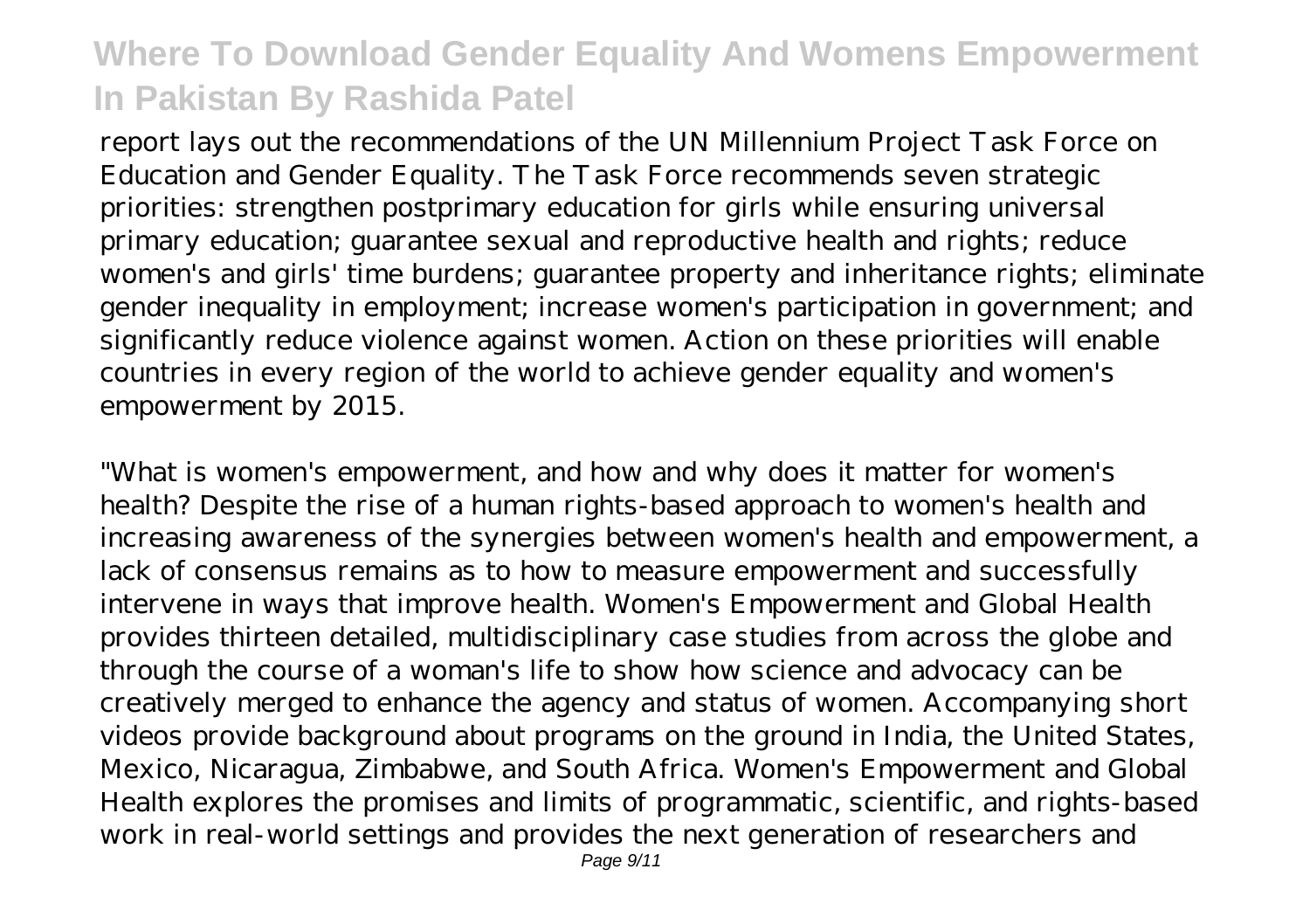report lays out the recommendations of the UN Millennium Project Task Force on Education and Gender Equality. The Task Force recommends seven strategic priorities: strengthen postprimary education for girls while ensuring universal primary education; guarantee sexual and reproductive health and rights; reduce women's and girls' time burdens; guarantee property and inheritance rights; eliminate gender inequality in employment; increase women's participation in government; and significantly reduce violence against women. Action on these priorities will enable countries in every region of the world to achieve gender equality and women's empowerment by 2015.

"What is women's empowerment, and how and why does it matter for women's health? Despite the rise of a human rights-based approach to women's health and increasing awareness of the synergies between women's health and empowerment, a lack of consensus remains as to how to measure empowerment and successfully intervene in ways that improve health. Women's Empowerment and Global Health provides thirteen detailed, multidisciplinary case studies from across the globe and through the course of a woman's life to show how science and advocacy can be creatively merged to enhance the agency and status of women. Accompanying short videos provide background about programs on the ground in India, the United States, Mexico, Nicaragua, Zimbabwe, and South Africa. Women's Empowerment and Global Health explores the promises and limits of programmatic, scientific, and rights-based work in real-world settings and provides the next generation of researchers and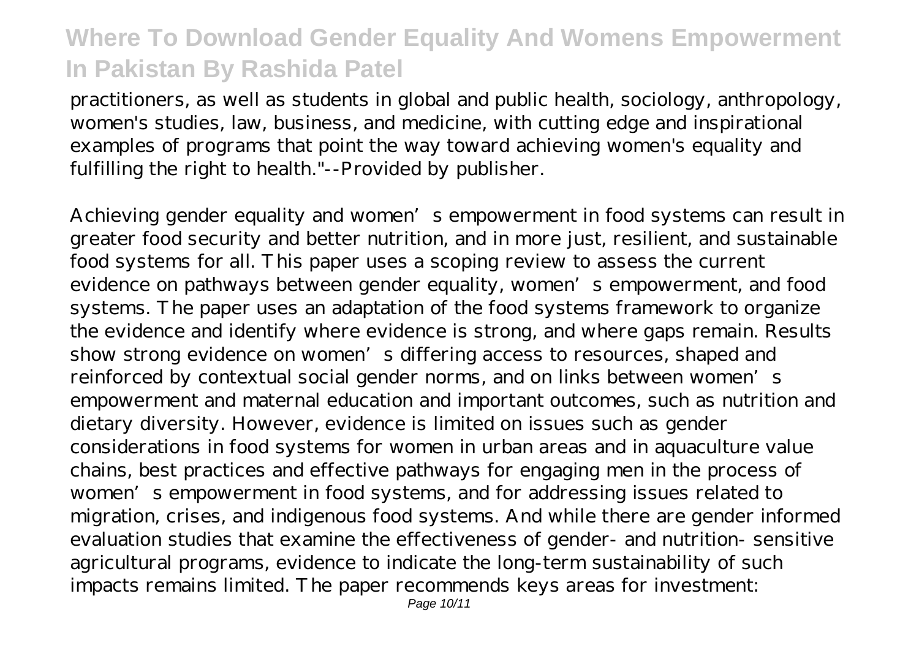practitioners, as well as students in global and public health, sociology, anthropology, women's studies, law, business, and medicine, with cutting edge and inspirational examples of programs that point the way toward achieving women's equality and fulfilling the right to health."--Provided by publisher.

Achieving gender equality and women's empowerment in food systems can result in greater food security and better nutrition, and in more just, resilient, and sustainable food systems for all. This paper uses a scoping review to assess the current evidence on pathways between gender equality, women's empowerment, and food systems. The paper uses an adaptation of the food systems framework to organize the evidence and identify where evidence is strong, and where gaps remain. Results show strong evidence on women's differing access to resources, shaped and reinforced by contextual social gender norms, and on links between women's empowerment and maternal education and important outcomes, such as nutrition and dietary diversity. However, evidence is limited on issues such as gender considerations in food systems for women in urban areas and in aquaculture value chains, best practices and effective pathways for engaging men in the process of women's empowerment in food systems, and for addressing issues related to migration, crises, and indigenous food systems. And while there are gender informed evaluation studies that examine the effectiveness of gender- and nutrition- sensitive agricultural programs, evidence to indicate the long-term sustainability of such impacts remains limited. The paper recommends keys areas for investment: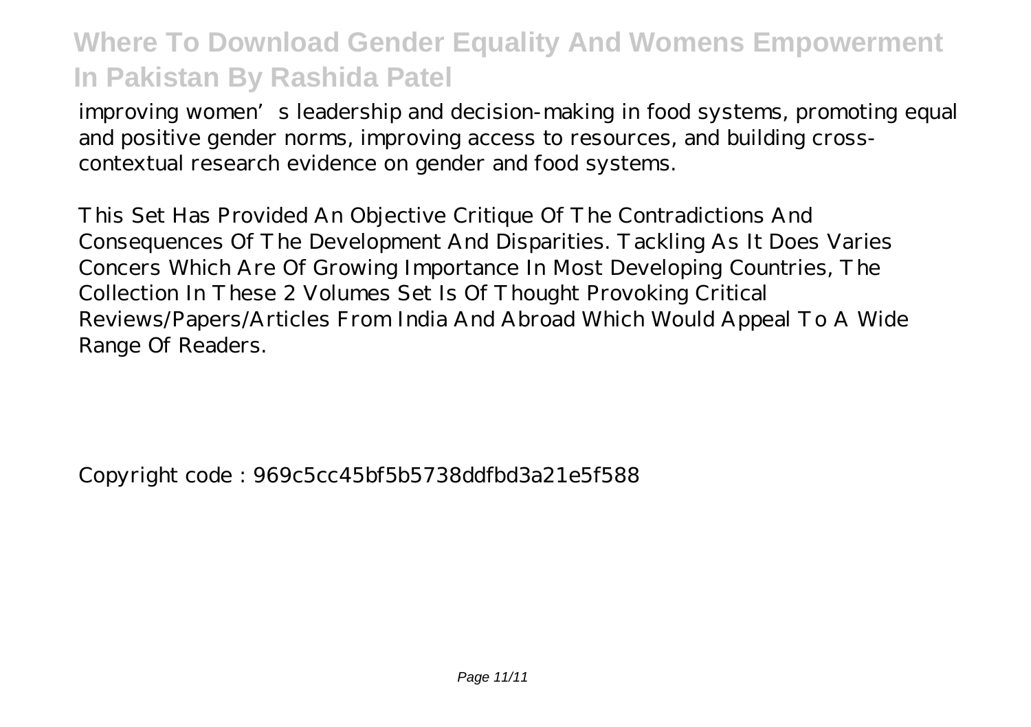improving women's leadership and decision-making in food systems, promoting equal and positive gender norms, improving access to resources, and building cross-contextual research evidence on gender and food systems.

This Set Has Provided An Objective Critique Of The Contradictions And Consequences Of The Development And Disparities. Tackling As It Does Varies Concers Which Are Of Growing Importance In Most Developing Countries, The Collection In These 2 Volumes Set Is Of Thought Provoking Critical Reviews/Papers/Articles From India And Abroad Which Would Appeal To A Wide Range Of Readers.

Copyright code : 969c5cc45bf5b5738ddfbd3a21e5f588